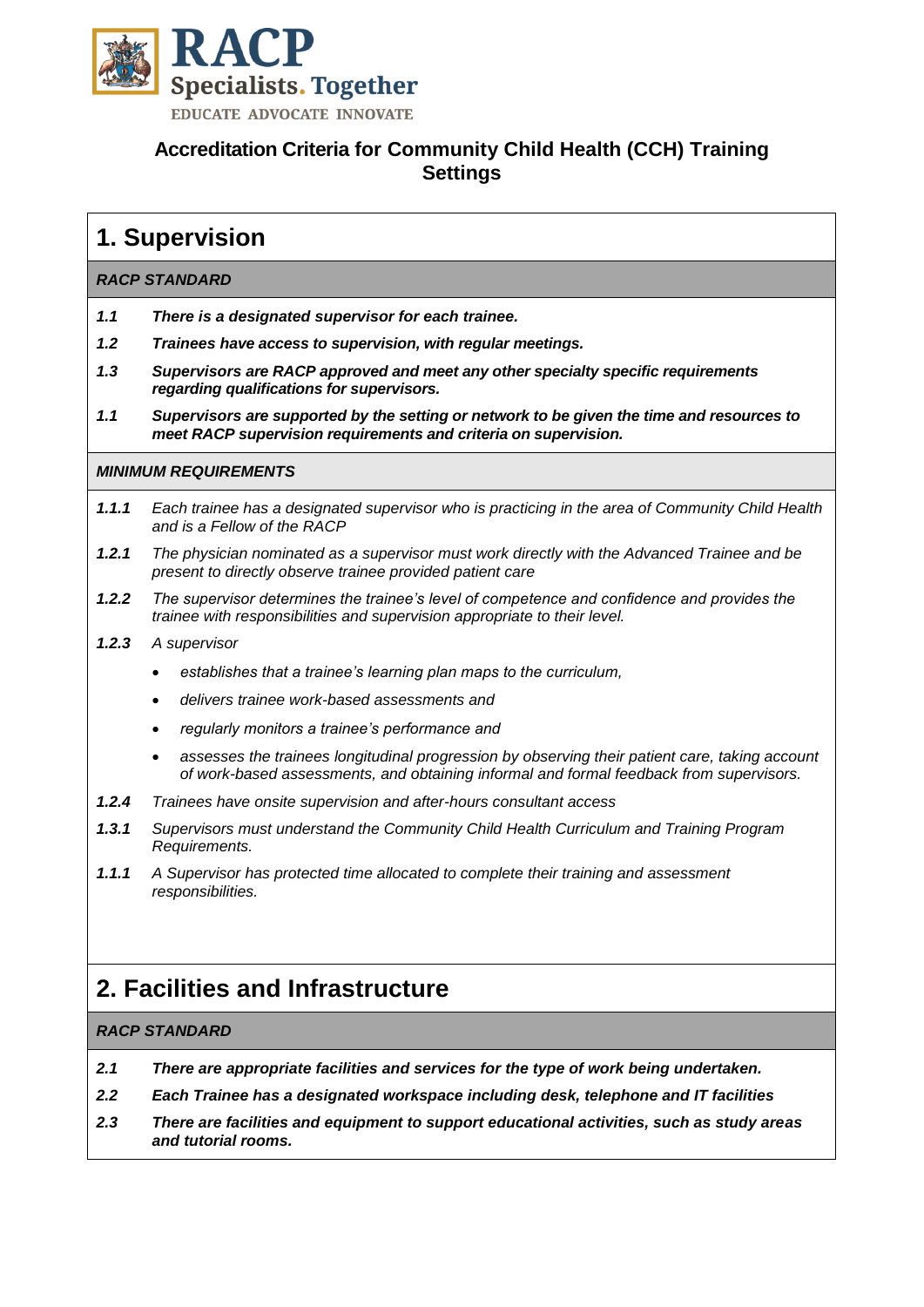RACP
Specialists. Together
EDUCATE ADVOCATE INNOVATE

# Accreditation Criteria for Community Child Health (CCH) Training Settings

## 1. Supervision

***RACP STANDARD***

***1.1*** ***There is a designated supervisor for each trainee.***

***1.2*** ***Trainees have access to supervision, with regular meetings.***

***1.3*** ***Supervisors are RACP approved and meet any other specialty specific requirements regarding qualifications for supervisors.***

***1.1*** ***Supervisors are supported by the setting or network to be given the time and resources to meet RACP supervision requirements and criteria on supervision.***

***MINIMUM REQUIREMENTS***

***1.1.1*** *Each trainee has a designated supervisor who is practicing in the area of Community Child Health and is a Fellow of the RACP*

***1.2.1*** *The physician nominated as a supervisor must work directly with the Advanced Trainee and be present to directly observe trainee provided patient care*

***1.2.2*** *The supervisor determines the trainee's level of competence and confidence and provides the trainee with responsibilities and supervision appropriate to their level.*

***1.2.3*** *A supervisor*

- *establishes that a trainee's learning plan maps to the curriculum,*
- *delivers trainee work-based assessments and*
- *regularly monitors a trainee's performance and*
- *assesses the trainees longitudinal progression by observing their patient care, taking account of work-based assessments, and obtaining informal and formal feedback from supervisors.*

***1.2.4*** *Trainees have onsite supervision and after-hours consultant access*

***1.3.1*** *Supervisors must understand the Community Child Health Curriculum and Training Program Requirements.*

***1.1.1*** *A Supervisor has protected time allocated to complete their training and assessment responsibilities.*

## 2. Facilities and Infrastructure

***RACP STANDARD***

***2.1*** ***There are appropriate facilities and services for the type of work being undertaken.***

***2.2*** ***Each Trainee has a designated workspace including desk, telephone and IT facilities***

***2.3*** ***There are facilities and equipment to support educational activities, such as study areas and tutorial rooms.***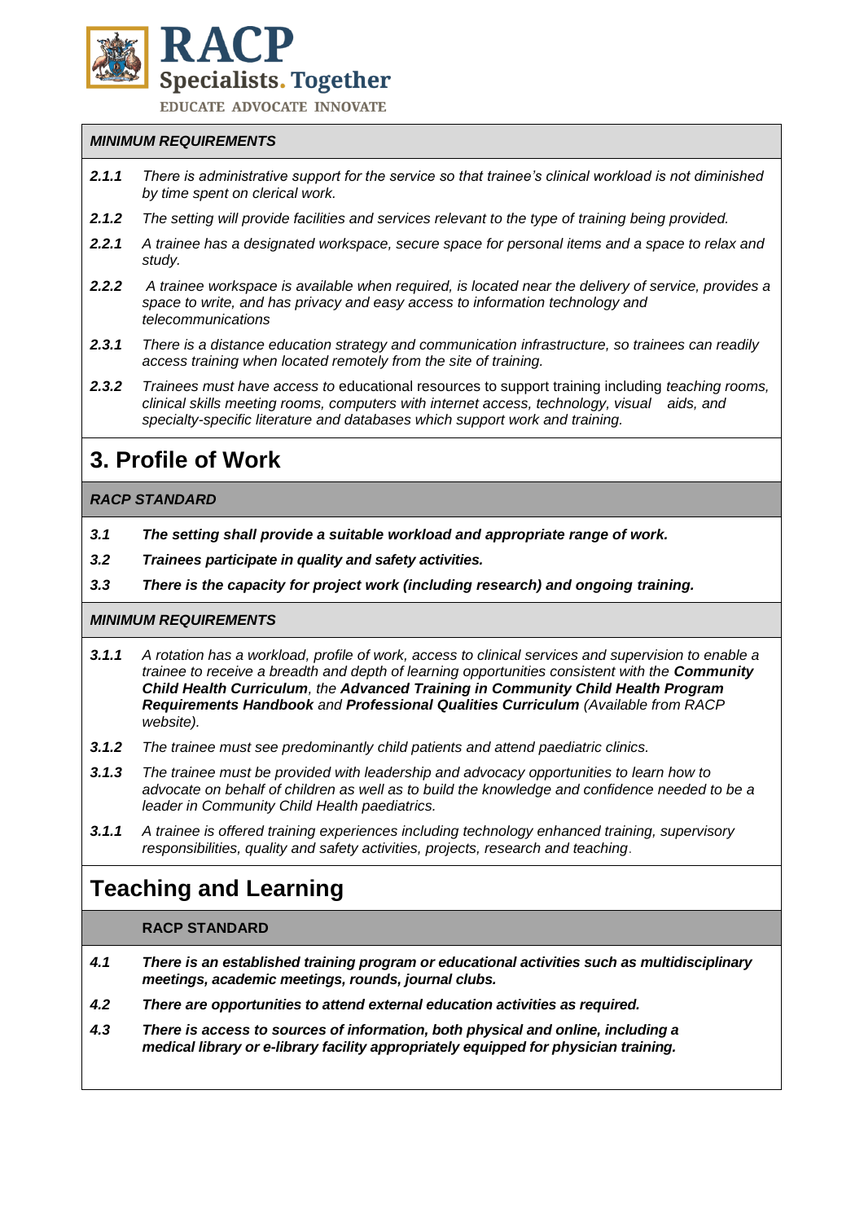***MINIMUM REQUIREMENTS***

- ***2.1.1*** *There is administrative support for the service so that trainee's clinical workload is not diminished by time spent on clerical work.*
- ***2.1.2*** *The setting will provide facilities and services relevant to the type of training being provided.*
- ***2.2.1*** *A trainee has a designated workspace, secure space for personal items and a space to relax and study.*
- ***2.2.2*** *A trainee workspace is available when required, is located near the delivery of service, provides a space to write, and has privacy and easy access to information technology and telecommunications*
- ***2.3.1*** *There is a distance education strategy and communication infrastructure, so trainees can readily access training when located remotely from the site of training.*
- ***2.3.2*** *Trainees must have access to* educational resources to support training including *teaching rooms, clinical skills meeting rooms, computers with internet access, technology, visual aids, and specialty-specific literature and databases which support work and training.*

# 3. Profile of Work

***RACP STANDARD***

- ***3.1*** ***The setting shall provide a suitable workload and appropriate range of work.***
- ***3.2*** ***Trainees participate in quality and safety activities.***
- ***3.3*** ***There is the capacity for project work (including research) and ongoing training.***

***MINIMUM REQUIREMENTS***

- ***3.1.1*** *A rotation has a workload, profile of work, access to clinical services and supervision to enable a trainee to receive a breadth and depth of learning opportunities consistent with the* ***Community Child Health Curriculum****, the* ***Advanced Training in Community Child Health Program Requirements Handbook*** *and* ***Professional Qualities Curriculum*** *(Available from RACP website).*
- ***3.1.2*** *The trainee must see predominantly child patients and attend paediatric clinics.*
- ***3.1.3*** *The trainee must be provided with leadership and advocacy opportunities to learn how to advocate on behalf of children as well as to build the knowledge and confidence needed to be a leader in Community Child Health paediatrics.*
- ***3.1.1*** *A trainee is offered training experiences including technology enhanced training, supervisory responsibilities, quality and safety activities, projects, research and teaching*.

# Teaching and Learning

**RACP STANDARD**

- ***4.1*** ***There is an established training program or educational activities such as multidisciplinary meetings, academic meetings, rounds, journal clubs.***
- ***4.2*** ***There are opportunities to attend external education activities as required.***
- ***4.3*** ***There is access to sources of information, both physical and online, including a medical library or e-library facility appropriately equipped for physician training.***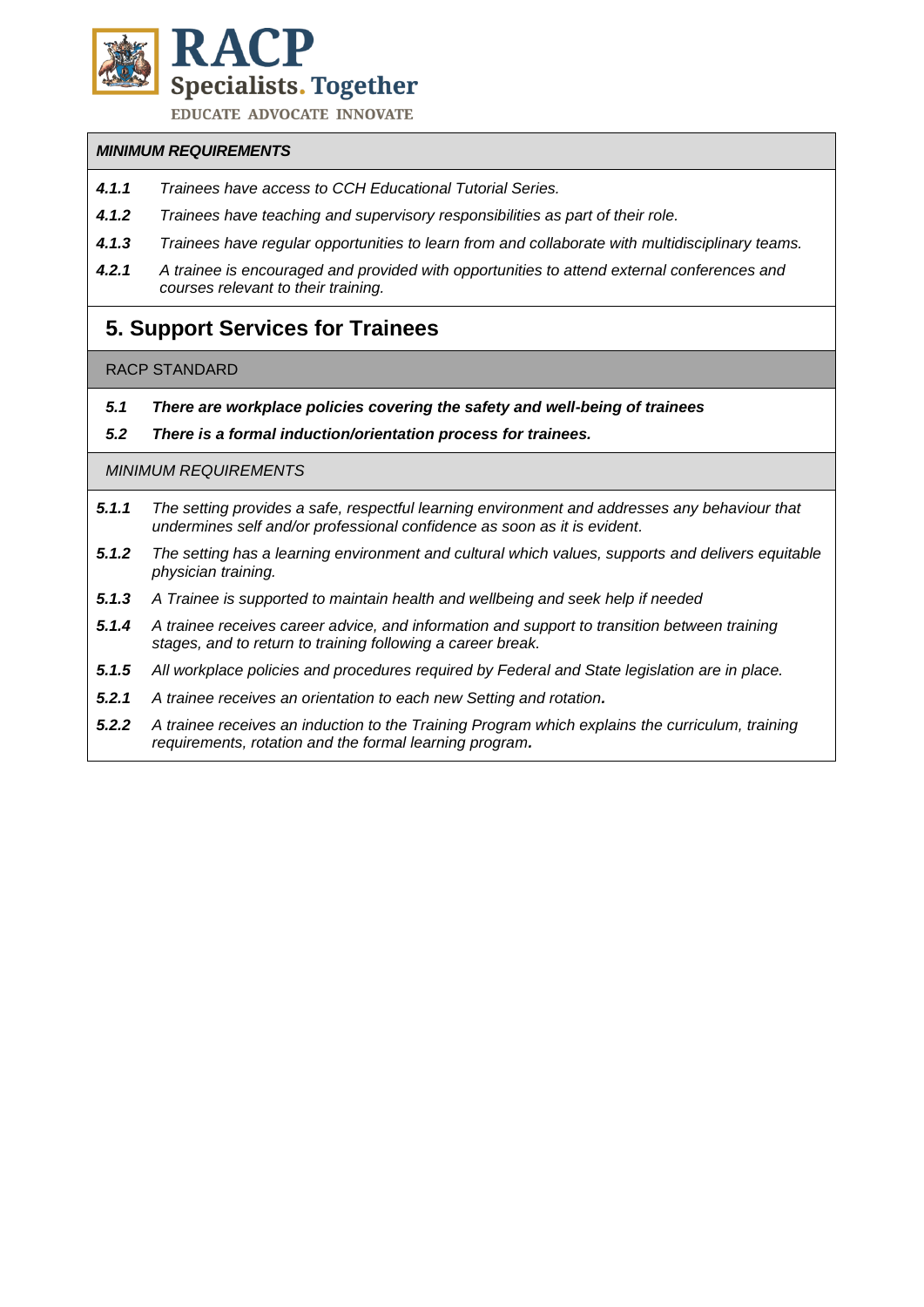***MINIMUM REQUIREMENTS***

- ***4.1.1*** *Trainees have access to CCH Educational Tutorial Series.*
- ***4.1.2*** *Trainees have teaching and supervisory responsibilities as part of their role.*
- ***4.1.3*** *Trainees have regular opportunities to learn from and collaborate with multidisciplinary teams.*
- ***4.2.1*** *A trainee is encouraged and provided with opportunities to attend external conferences and courses relevant to their training.*

## 5. Support Services for Trainees

RACP STANDARD

- ***5.1*** ***There are workplace policies covering the safety and well-being of trainees***
- ***5.2*** ***There is a formal induction/orientation process for trainees.***

*MINIMUM REQUIREMENTS*

- ***5.1.1*** *The setting provides a safe, respectful learning environment and addresses any behaviour that undermines self and/or professional confidence as soon as it is evident.*
- ***5.1.2*** *The setting has a learning environment and cultural which values, supports and delivers equitable physician training.*
- ***5.1.3*** *A Trainee is supported to maintain health and wellbeing and seek help if needed*
- ***5.1.4*** *A trainee receives career advice, and information and support to transition between training stages, and to return to training following a career break.*
- ***5.1.5*** *All workplace policies and procedures required by Federal and State legislation are in place.*
- ***5.2.1*** *A trainee receives an orientation to each new Setting and rotation**.***
- ***5.2.2*** *A trainee receives an induction to the Training Program which explains the curriculum, training requirements, rotation and the formal learning program**.***